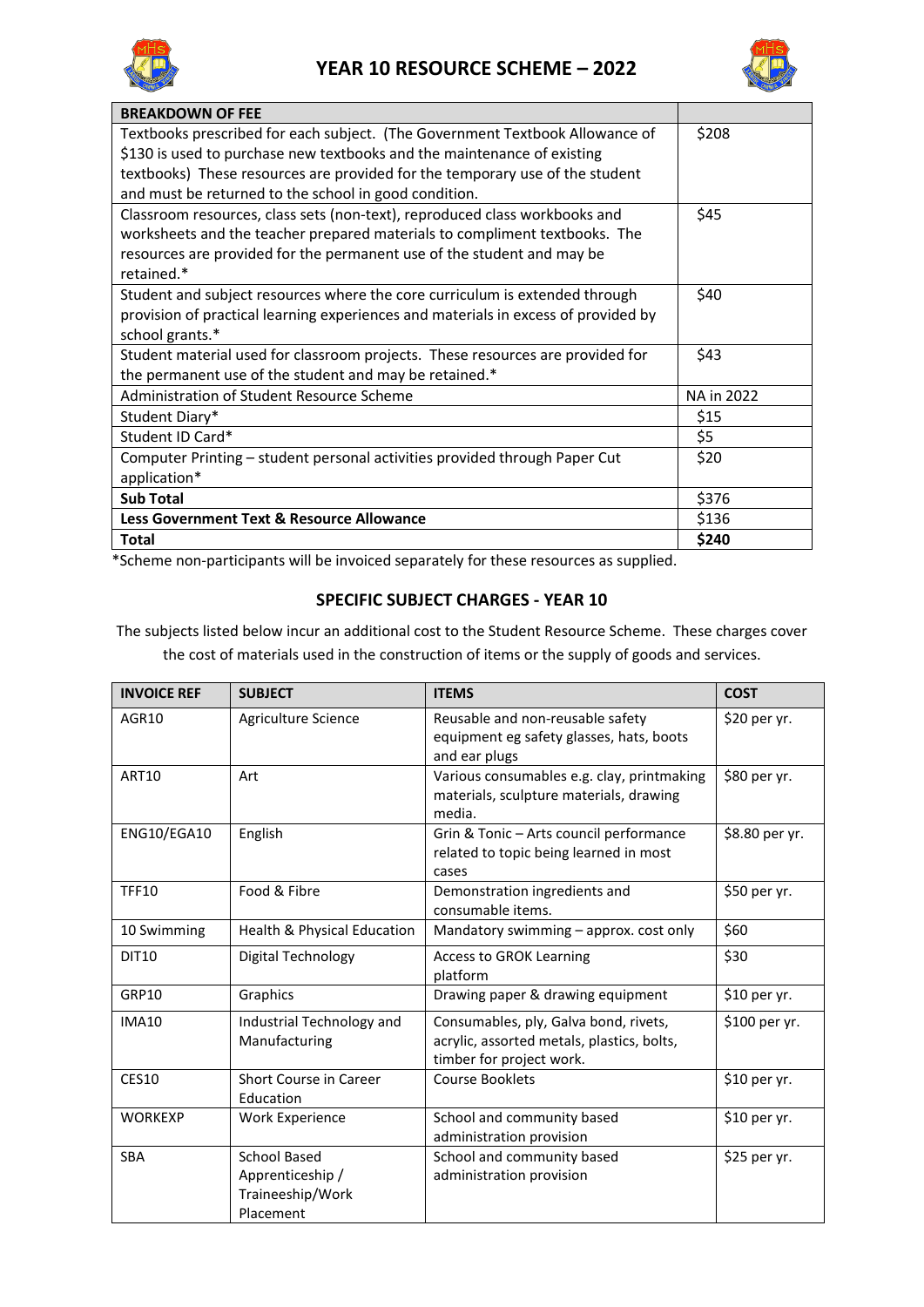# YEAR 10 RESOURCE SCHEME – 2022

| BREAKDOWN OF FEE | |
|---|---|
| Textbooks prescribed for each subject. (The Government Textbook Allowance of $130 is used to purchase new textbooks and the maintenance of existing textbooks) These resources are provided for the temporary use of the student and must be returned to the school in good condition. | $208 |
| Classroom resources, class sets (non-text), reproduced class workbooks and worksheets and the teacher prepared materials to compliment textbooks. The resources are provided for the permanent use of the student and may be retained.* | $45 |
| Student and subject resources where the core curriculum is extended through provision of practical learning experiences and materials in excess of provided by school grants.* | $40 |
| Student material used for classroom projects. These resources are provided for the permanent use of the student and may be retained.* | $43 |
| Administration of Student Resource Scheme | NA in 2022 |
| Student Diary* | $15 |
| Student ID Card* | $5 |
| Computer Printing – student personal activities provided through Paper Cut application* | $20 |
| **Sub Total** | $376 |
| **Less Government Text & Resource Allowance** | $136 |
| **Total** | **$240** |

*Scheme non-participants will be invoiced separately for these resources as supplied.

## SPECIFIC SUBJECT CHARGES - YEAR 10

The subjects listed below incur an additional cost to the Student Resource Scheme. These charges cover the cost of materials used in the construction of items or the supply of goods and services.

| INVOICE REF | SUBJECT | ITEMS | COST |
|---|---|---|---|
| AGR10 | Agriculture Science | Reusable and non-reusable safety equipment eg safety glasses, hats, boots and ear plugs | $20 per yr. |
| ART10 | Art | Various consumables e.g. clay, printmaking materials, sculpture materials, drawing media. | $80 per yr. |
| ENG10/EGA10 | English | Grin & Tonic – Arts council performance related to topic being learned in most cases | $8.80 per yr. |
| TFF10 | Food & Fibre | Demonstration ingredients and consumable items. | $50 per yr. |
| 10 Swimming | Health & Physical Education | Mandatory swimming – approx. cost only | $60 |
| DIT10 | Digital Technology | Access to GROK Learning platform | $30 |
| GRP10 | Graphics | Drawing paper & drawing equipment | $10 per yr. |
| IMA10 | Industrial Technology and Manufacturing | Consumables, ply, Galva bond, rivets, acrylic, assorted metals, plastics, bolts, timber for project work. | $100 per yr. |
| CES10 | Short Course in Career Education | Course Booklets | $10 per yr. |
| WORKEXP | Work Experience | School and community based administration provision | $10 per yr. |
| SBA | School Based Apprenticeship / Traineeship/Work Placement | School and community based administration provision | $25 per yr. |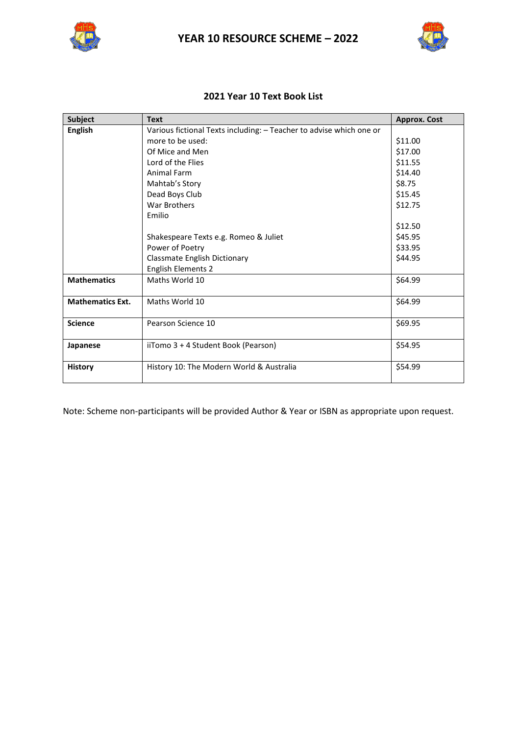## 2021 Year 10 Text Book List

| Subject | Text | Approx. Cost |
|---|---|---|
| **English** | Various fictional Texts including: – Teacher to advise which one or | |
| | more to be used: | $11.00 |
| | Of Mice and Men | $17.00 |
| | Lord of the Flies | $11.55 |
| | Animal Farm | $14.40 |
| | Mahtab's Story | $8.75 |
| | Dead Boys Club | $15.45 |
| | War Brothers | $12.75 |
| | Emilio | |
| | | $12.50 |
| | Shakespeare Texts e.g. Romeo & Juliet | $45.95 |
| | Power of Poetry | $33.95 |
| | Classmate English Dictionary | $44.95 |
| | English Elements 2 | |
| **Mathematics** | Maths World 10 | $64.99 |
| **Mathematics Ext.** | Maths World 10 | $64.99 |
| **Science** | Pearson Science 10 | $69.95 |
| **Japanese** | iiTomo 3 + 4 Student Book (Pearson) | $54.95 |
| **History** | History 10: The Modern World & Australia | $54.99 |

Note: Scheme non-participants will be provided Author & Year or ISBN as appropriate upon request.